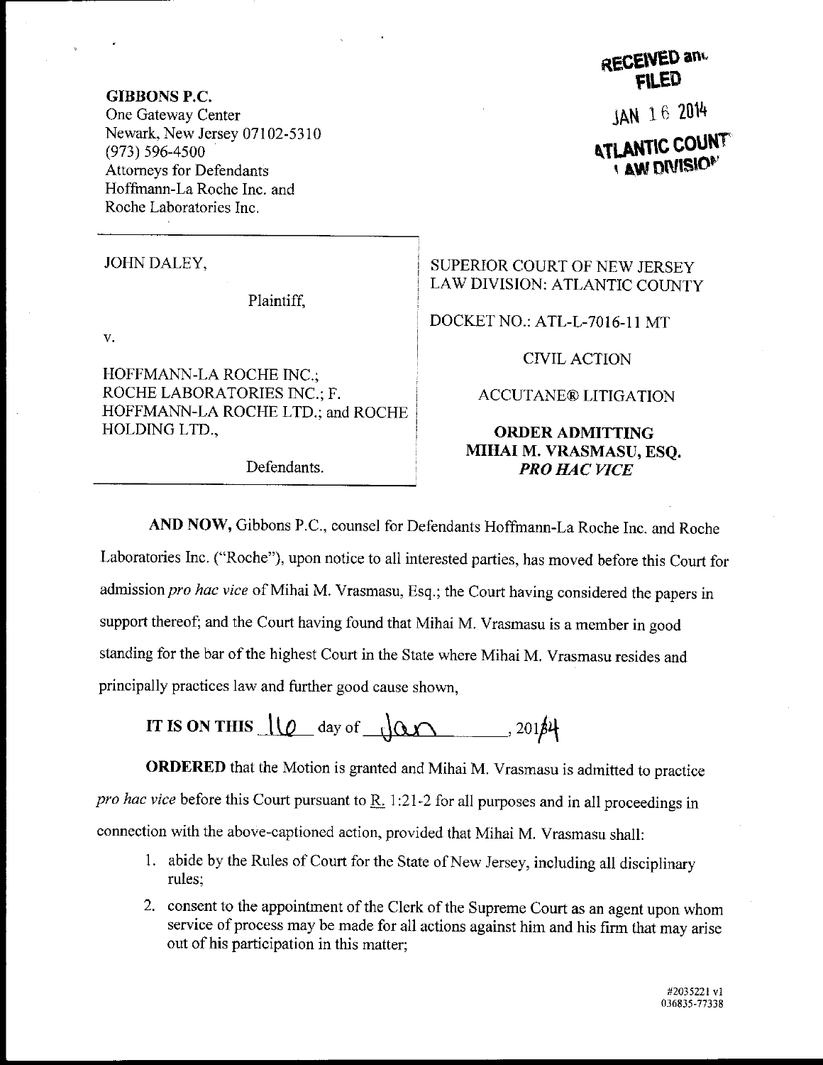**GIBBONS P.C.**
One Gateway Center
Newark, New Jersey 07102-5310
(973) 596-4500
Attorneys for Defendants
Hoffmann-La Roche Inc. and
Roche Laboratories Inc.

RECEIVED and FILED
JAN 16 2014
ATLANTIC COUNTY LAW DIVISION

JOHN DALEY,

Plaintiff,

v.

HOFFMANN-LA ROCHE INC.; ROCHE LABORATORIES INC.; F. HOFFMANN-LA ROCHE LTD.; and ROCHE HOLDING LTD.,

Defendants.

SUPERIOR COURT OF NEW JERSEY
LAW DIVISION: ATLANTIC COUNTY

DOCKET NO.: ATL-L-7016-11 MT

CIVIL ACTION

ACCUTANE® LITIGATION

**ORDER ADMITTING MIHAI M. VRASMASU, ESQ. *PRO HAC VICE***

**AND NOW,** Gibbons P.C., counsel for Defendants Hoffmann-La Roche Inc. and Roche Laboratories Inc. ("Roche"), upon notice to all interested parties, has moved before this Court for admission *pro hac vice* of Mihai M. Vrasmasu, Esq.; the Court having considered the papers in support thereof; and the Court having found that Mihai M. Vrasmasu is a member in good standing for the bar of the highest Court in the State where Mihai M. Vrasmasu resides and principally practices law and further good cause shown,

**IT IS ON THIS** 16 day of Jan, 2014

**ORDERED** that the Motion is granted and Mihai M. Vrasmasu is admitted to practice *pro hac vice* before this Court pursuant to R. 1:21-2 for all purposes and in all proceedings in connection with the above-captioned action, provided that Mihai M. Vrasmasu shall:

1. abide by the Rules of Court for the State of New Jersey, including all disciplinary rules;
2. consent to the appointment of the Clerk of the Supreme Court as an agent upon whom service of process may be made for all actions against him and his firm that may arise out of his participation in this matter;

#2035221 v1
036835-77338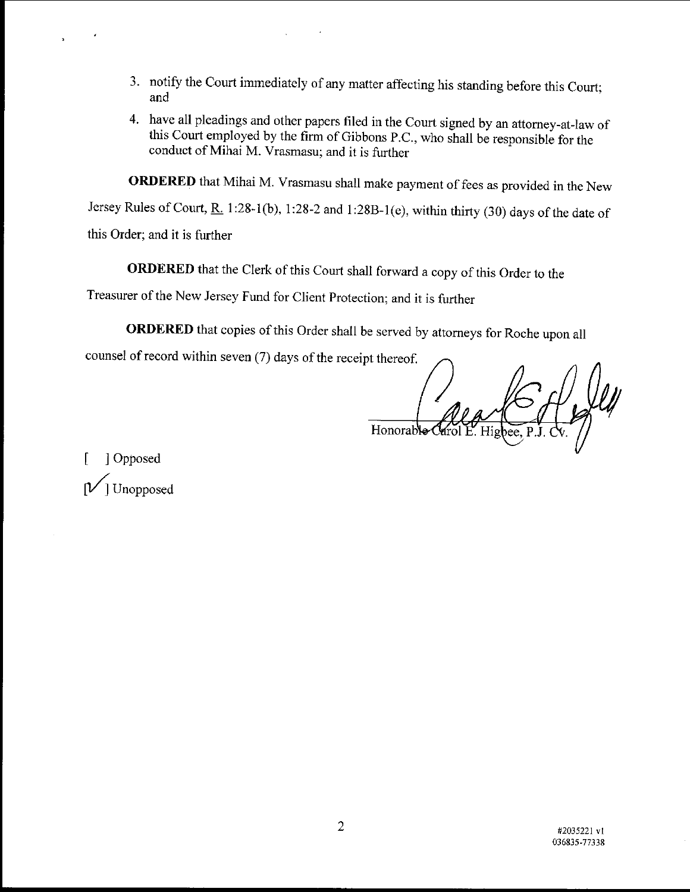3. notify the Court immediately of any matter affecting his standing before this Court; and

4. have all pleadings and other papers filed in the Court signed by an attorney-at-law of this Court employed by the firm of Gibbons P.C., who shall be responsible for the conduct of Mihai M. Vrasmasu; and it is further

**ORDERED** that Mihai M. Vrasmasu shall make payment of fees as provided in the New Jersey Rules of Court, R. 1:28-1(b), 1:28-2 and 1:28B-1(e), within thirty (30) days of the date of this Order; and it is further

**ORDERED** that the Clerk of this Court shall forward a copy of this Order to the Treasurer of the New Jersey Fund for Client Protection; and it is further

**ORDERED** that copies of this Order shall be served by attorneys for Roche upon all counsel of record within seven (7) days of the receipt thereof.

Honorable Carol E. Higbee, P.J. Cv.

[ ] Opposed

[✓] Unopposed

#2035221 v1
036835-77338